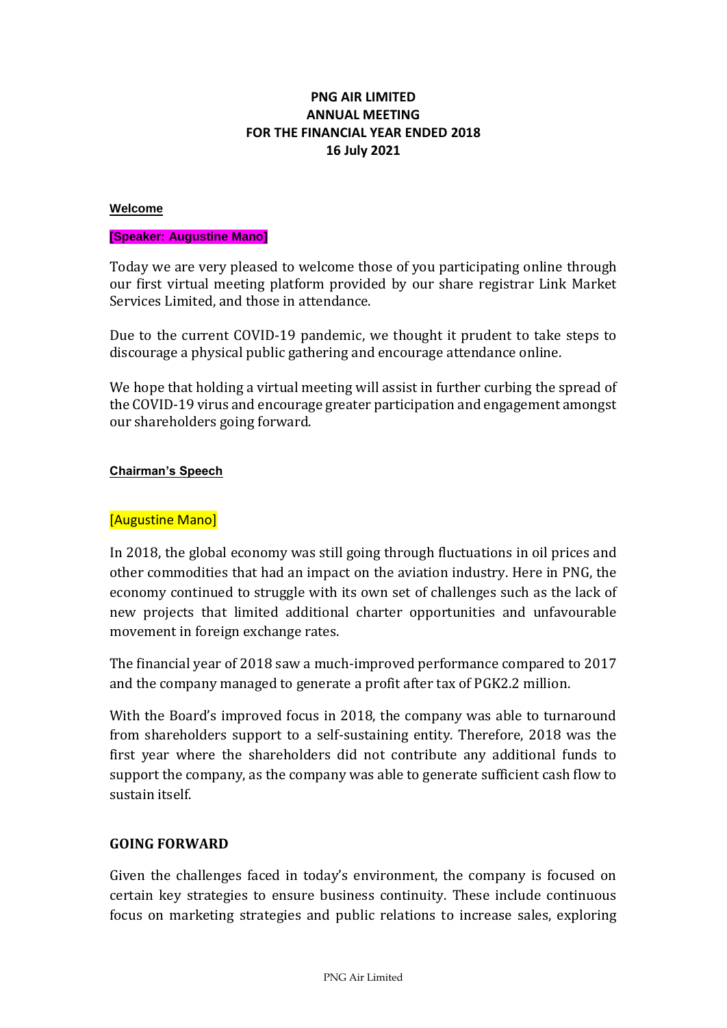# PNG AIR LIMITED
# ANNUAL MEETING
# FOR THE FINANCIAL YEAR ENDED 2018
# 16 July 2021

## Welcome

**[Speaker: Augustine Mano]**

Today we are very pleased to welcome those of you participating online through our first virtual meeting platform provided by our share registrar Link Market Services Limited, and those in attendance.

Due to the current COVID-19 pandemic, we thought it prudent to take steps to discourage a physical public gathering and encourage attendance online.

We hope that holding a virtual meeting will assist in further curbing the spread of the COVID-19 virus and encourage greater participation and engagement amongst our shareholders going forward.

## Chairman's Speech

[Augustine Mano]

In 2018, the global economy was still going through fluctuations in oil prices and other commodities that had an impact on the aviation industry. Here in PNG, the economy continued to struggle with its own set of challenges such as the lack of new projects that limited additional charter opportunities and unfavourable movement in foreign exchange rates.

The financial year of 2018 saw a much-improved performance compared to 2017 and the company managed to generate a profit after tax of PGK2.2 million.

With the Board's improved focus in 2018, the company was able to turnaround from shareholders support to a self-sustaining entity. Therefore, 2018 was the first year where the shareholders did not contribute any additional funds to support the company, as the company was able to generate sufficient cash flow to sustain itself.

## GOING FORWARD

Given the challenges faced in today's environment, the company is focused on certain key strategies to ensure business continuity. These include continuous focus on marketing strategies and public relations to increase sales, exploring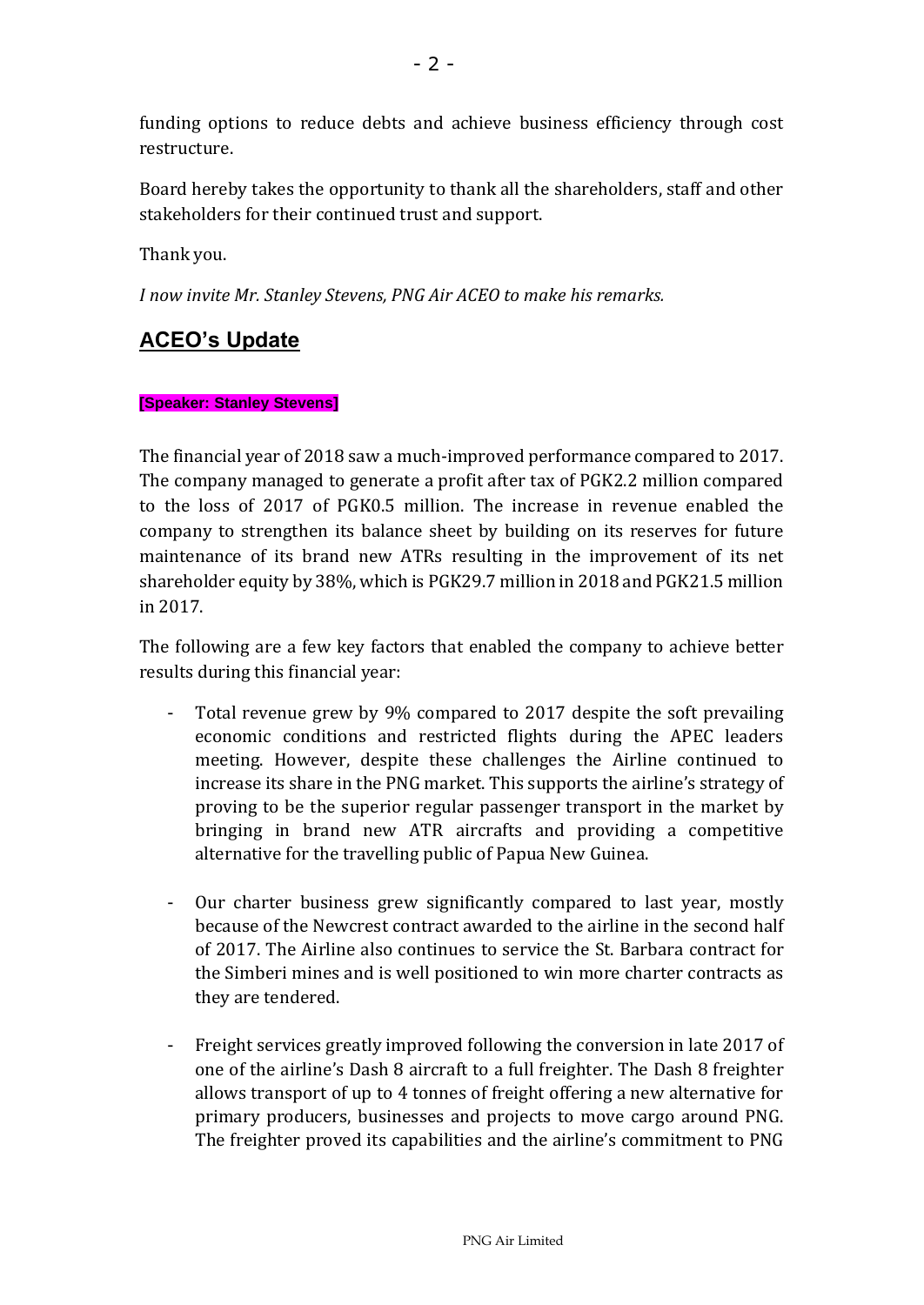funding options to reduce debts and achieve business efficiency through cost restructure.

Board hereby takes the opportunity to thank all the shareholders, staff and other stakeholders for their continued trust and support.

Thank you.

*I now invite Mr. Stanley Stevens, PNG Air ACEO to make his remarks.*

## ACEO's Update

**[Speaker: Stanley Stevens]**

The financial year of 2018 saw a much-improved performance compared to 2017. The company managed to generate a profit after tax of PGK2.2 million compared to the loss of 2017 of PGK0.5 million. The increase in revenue enabled the company to strengthen its balance sheet by building on its reserves for future maintenance of its brand new ATRs resulting in the improvement of its net shareholder equity by 38%, which is PGK29.7 million in 2018 and PGK21.5 million in 2017.

The following are a few key factors that enabled the company to achieve better results during this financial year:

- Total revenue grew by 9% compared to 2017 despite the soft prevailing economic conditions and restricted flights during the APEC leaders meeting. However, despite these challenges the Airline continued to increase its share in the PNG market. This supports the airline's strategy of proving to be the superior regular passenger transport in the market by bringing in brand new ATR aircrafts and providing a competitive alternative for the travelling public of Papua New Guinea.

- Our charter business grew significantly compared to last year, mostly because of the Newcrest contract awarded to the airline in the second half of 2017. The Airline also continues to service the St. Barbara contract for the Simberi mines and is well positioned to win more charter contracts as they are tendered.

- Freight services greatly improved following the conversion in late 2017 of one of the airline's Dash 8 aircraft to a full freighter. The Dash 8 freighter allows transport of up to 4 tonnes of freight offering a new alternative for primary producers, businesses and projects to move cargo around PNG. The freighter proved its capabilities and the airline's commitment to PNG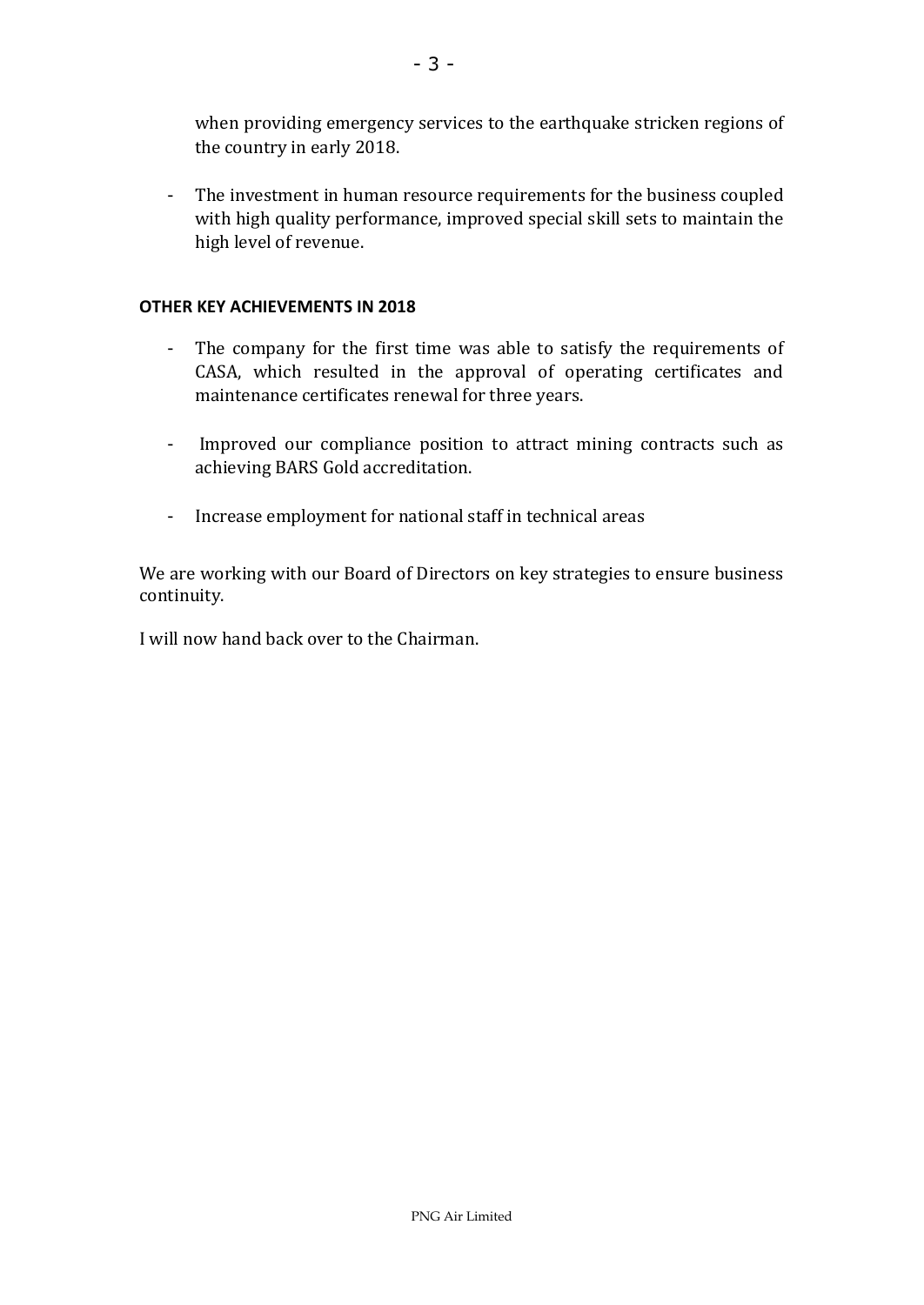when providing emergency services to the earthquake stricken regions of the country in early 2018.

- The investment in human resource requirements for the business coupled with high quality performance, improved special skill sets to maintain the high level of revenue.

**OTHER KEY ACHIEVEMENTS IN 2018**

- The company for the first time was able to satisfy the requirements of CASA, which resulted in the approval of operating certificates and maintenance certificates renewal for three years.
- Improved our compliance position to attract mining contracts such as achieving BARS Gold accreditation.
- Increase employment for national staff in technical areas

We are working with our Board of Directors on key strategies to ensure business continuity.

I will now hand back over to the Chairman.